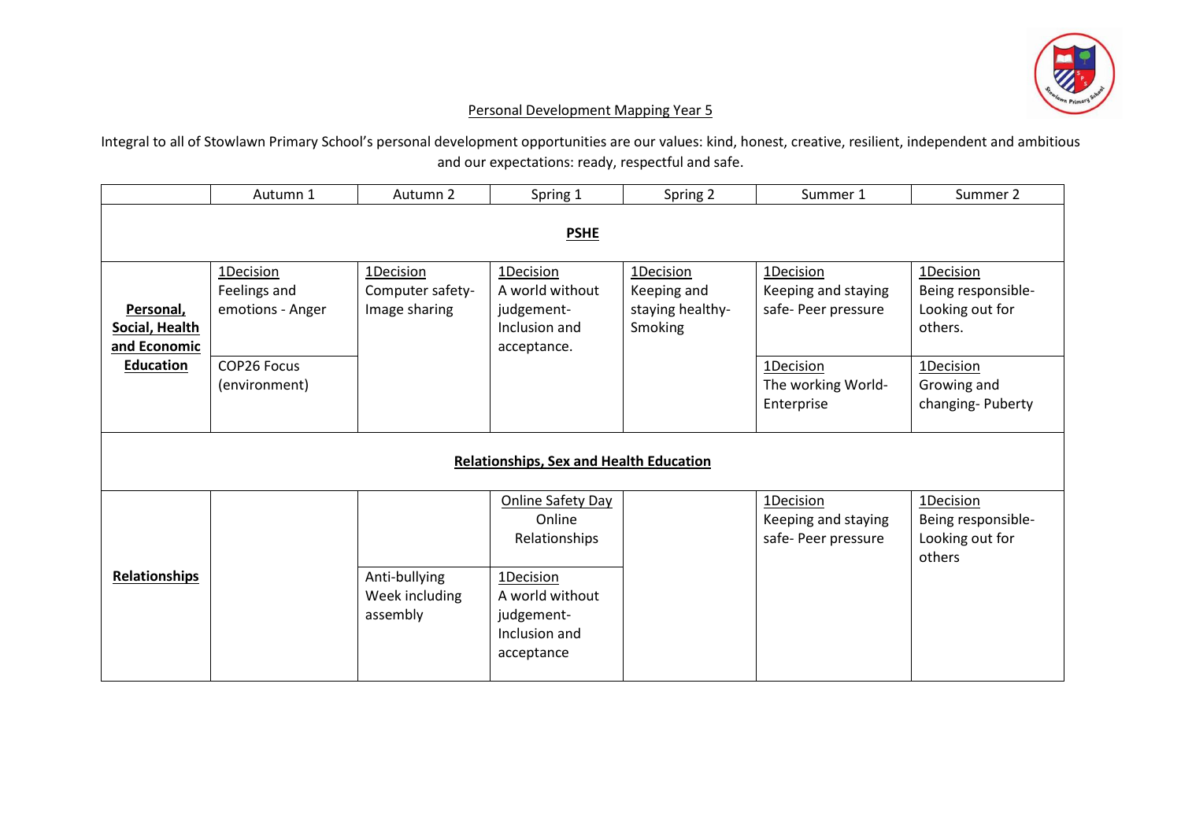# Personal Development Mapping Year 5

Integral to all of Stowlawn Primary School's personal development opportunities are our values: kind, honest, creative, resilient, independent and ambitious and our expectations: ready, respectful and safe.

| | Autumn 1 | Autumn 2 | Spring 1 | Spring 2 | Summer 1 | Summer 2 |
|---|---|---|---|---|---|---|
| **PSHE** | | | | | | |
| **Personal, Social, Health and Economic Education** | 1Decision Feelings and emotions - Anger | 1Decision Computer safety- Image sharing | 1Decision A world without judgement- Inclusion and acceptance. | 1Decision Keeping and staying healthy- Smoking | 1Decision Keeping and staying safe- Peer pressure | 1Decision Being responsible- Looking out for others. |
| | COP26 Focus (environment) | | | | 1Decision The working World- Enterprise | 1Decision Growing and changing- Puberty |
| **Relationships, Sex and Health Education** | | | | | | |
| **Relationships** | | | Online Safety Day Online Relationships | | 1Decision Keeping and staying safe- Peer pressure | 1Decision Being responsible- Looking out for others |
| | | Anti-bullying Week including assembly | 1Decision A world without judgement- Inclusion and acceptance | | | |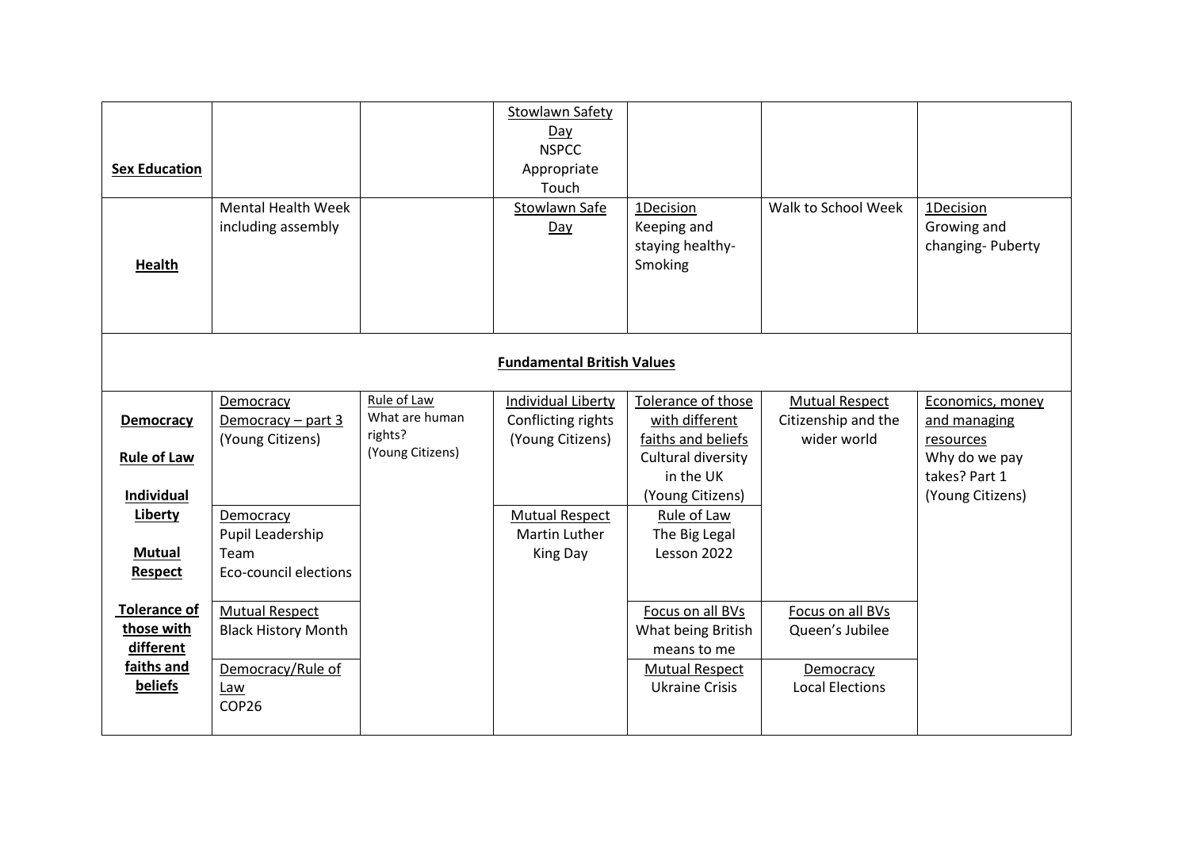| | | | | | | |
|---|---|---|---|---|---|---|
| **Sex Education** | | | Stowlawn Safety Day NSPCC Appropriate Touch | | | |
| **Health** | Mental Health Week including assembly | | Stowlawn Safe Day | 1Decision Keeping and staying healthy- Smoking | Walk to School Week | 1Decision Growing and changing- Puberty |
| **Fundamental British Values** | | | | | | |
| **Democracy** **Rule of Law** **Individual Liberty** **Mutual Respect** **Tolerance of those with different faiths and beliefs** | Democracy Democracy – part 3 (Young Citizens) | Rule of Law What are human rights? (Young Citizens) | Individual Liberty Conflicting rights (Young Citizens) | Tolerance of those with different faiths and beliefs Cultural diversity in the UK (Young Citizens) | Mutual Respect Citizenship and the wider world | Economics, money and managing resources Why do we pay takes? Part 1 (Young Citizens) |
| | Democracy Pupil Leadership Team Eco-council elections | | Mutual Respect Martin Luther King Day | Rule of Law The Big Legal Lesson 2022 | | |
| | Mutual Respect Black History Month | | | Focus on all BVs What being British means to me | Focus on all BVs Queen's Jubilee | |
| | Democracy/Rule of Law COP26 | | | Mutual Respect Ukraine Crisis | Democracy Local Elections | |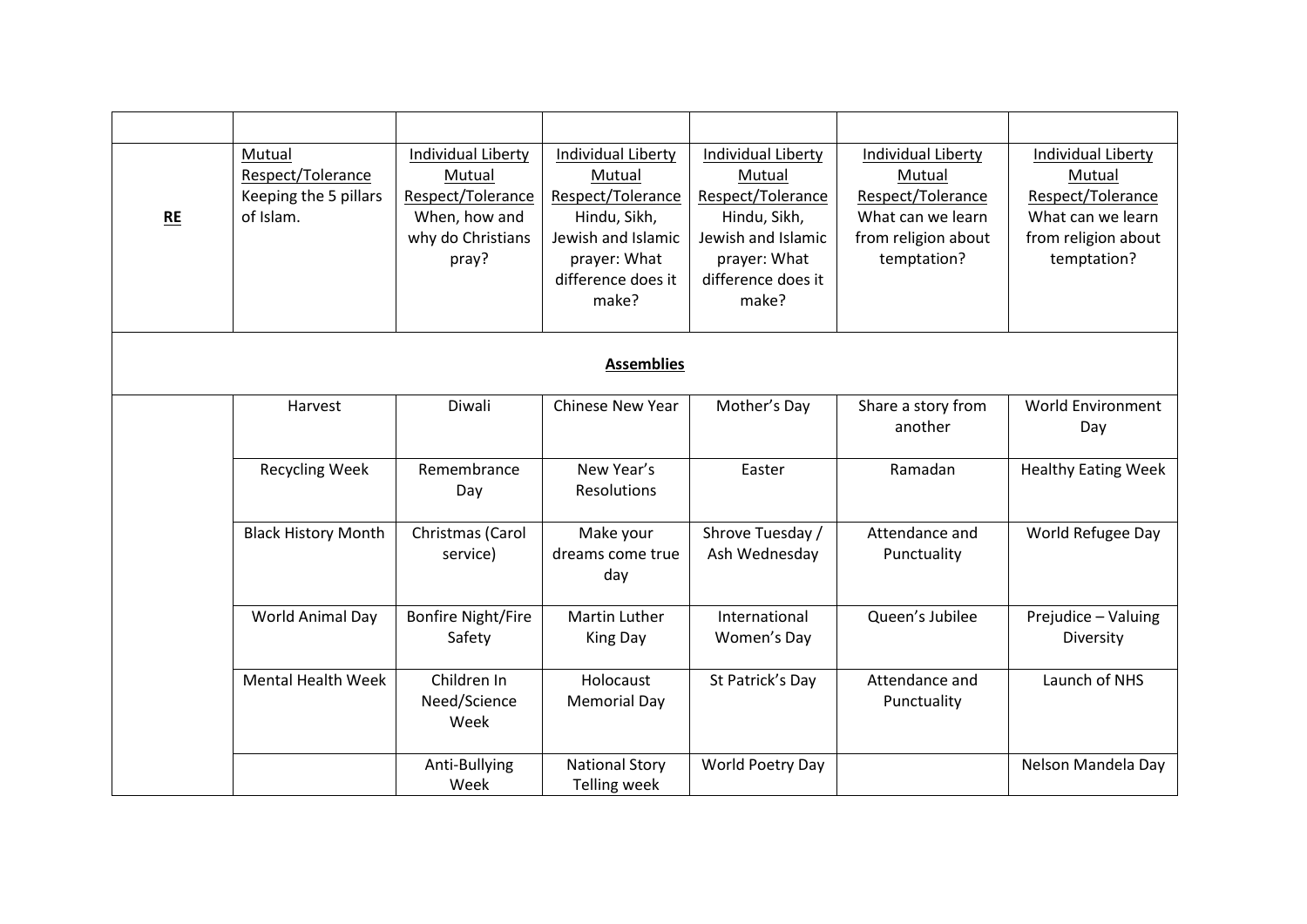| | | | | | | |
|---|---|---|---|---|---|---|
| **RE** | Mutual Respect/Tolerance Keeping the 5 pillars of Islam. | Individual Liberty Mutual Respect/Tolerance When, how and why do Christians pray? | Individual Liberty Mutual Respect/Tolerance Hindu, Sikh, Jewish and Islamic prayer: What difference does it make? | Individual Liberty Mutual Respect/Tolerance Hindu, Sikh, Jewish and Islamic prayer: What difference does it make? | Individual Liberty Mutual Respect/Tolerance What can we learn from religion about temptation? | Individual Liberty Mutual Respect/Tolerance What can we learn from religion about temptation? |
| **Assemblies** | | | | | | |
| | Harvest | Diwali | Chinese New Year | Mother's Day | Share a story from another | World Environment Day |
| | Recycling Week | Remembrance Day | New Year's Resolutions | Easter | Ramadan | Healthy Eating Week |
| | Black History Month | Christmas (Carol service) | Make your dreams come true day | Shrove Tuesday / Ash Wednesday | Attendance and Punctuality | World Refugee Day |
| | World Animal Day | Bonfire Night/Fire Safety | Martin Luther King Day | International Women's Day | Queen's Jubilee | Prejudice – Valuing Diversity |
| | Mental Health Week | Children In Need/Science Week | Holocaust Memorial Day | St Patrick's Day | Attendance and Punctuality | Launch of NHS |
| | | Anti-Bullying Week | National Story Telling week | World Poetry Day | | Nelson Mandela Day |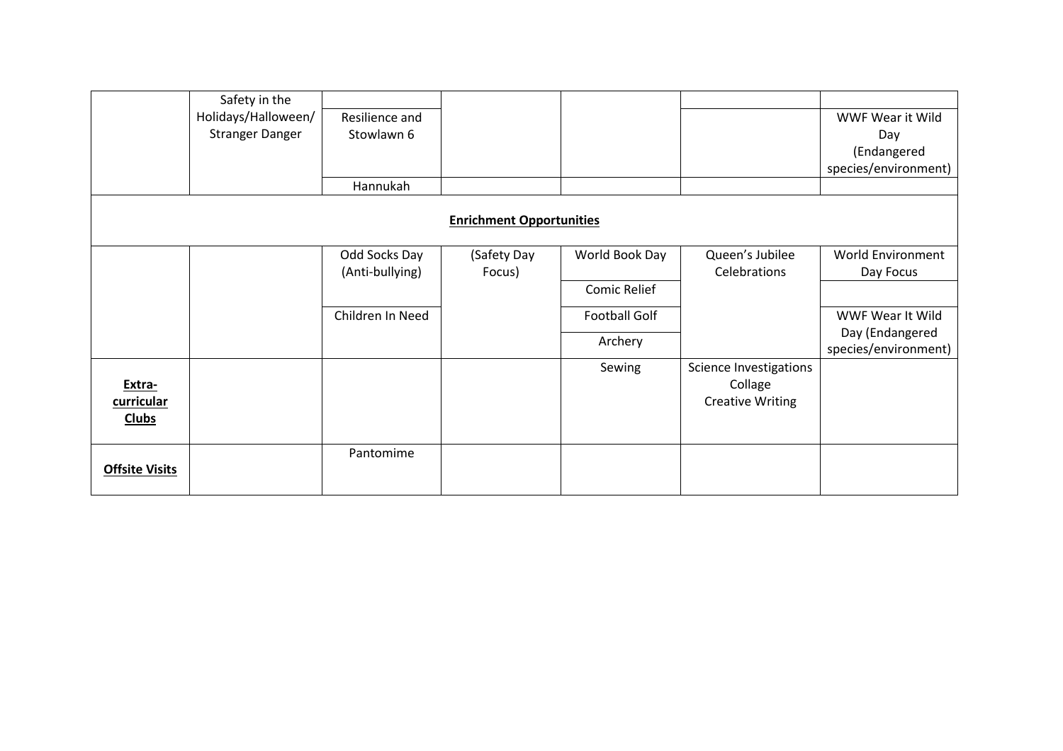| | | | | | | |
|---|---|---|---|---|---|---|
| | Safety in the Holidays/Halloween/ Stranger Danger | | | | | |
| | | Resilience and Stowlawn 6 | | | | WWF Wear it Wild Day (Endangered species/environment) |
| | | Hannukah | | | | |
| **Enrichment Opportunities** | | | | | | |
| | | Odd Socks Day (Anti-bullying) | (Safety Day Focus) | World Book Day | Queen's Jubilee Celebrations | World Environment Day Focus |
| | | | | Comic Relief | | |
| | | Children In Need | | Football Golf | | WWF Wear It Wild Day (Endangered species/environment) |
| | | | | Archery | | |
| **Extra-curricular Clubs** | | | | Sewing | Science Investigations<br>Collage<br>Creative Writing | |
| **Offsite Visits** | | Pantomime | | | | |